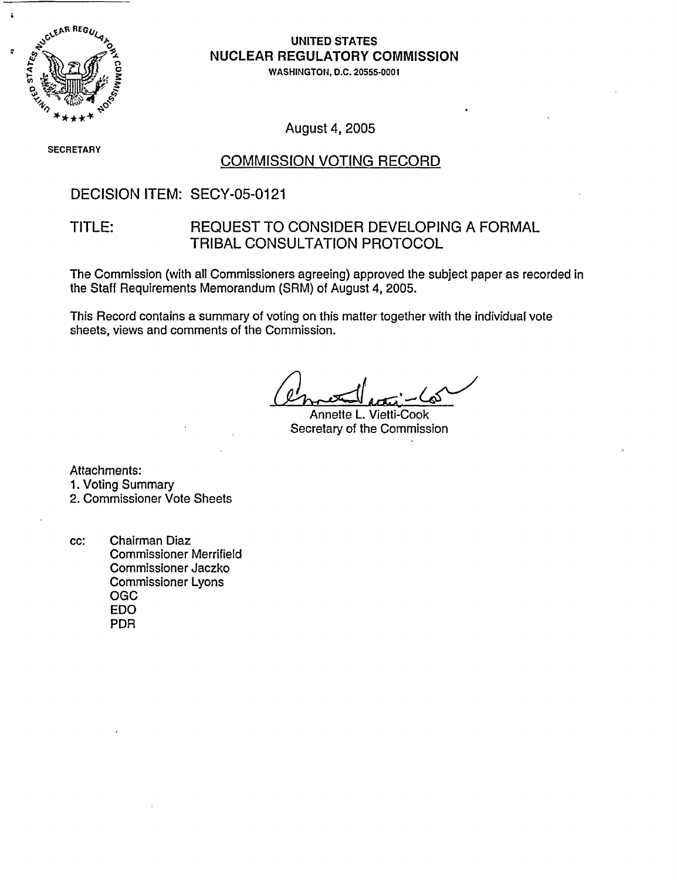**UNITED STATES**
**NUCLEAR REGULATORY COMMISSION**
WASHINGTON, D.C. 20555-0001

August 4, 2005

SECRETARY

# COMMISSION VOTING RECORD

DECISION ITEM: SECY-05-0121

TITLE: REQUEST TO CONSIDER DEVELOPING A FORMAL TRIBAL CONSULTATION PROTOCOL

The Commission (with all Commissioners agreeing) approved the subject paper as recorded in the Staff Requirements Memorandum (SRM) of August 4, 2005.

This Record contains a summary of voting on this matter together with the individual vote sheets, views and comments of the Commission.

Annette L. Vietti-Cook
Secretary of the Commission

Attachments:
1. Voting Summary
2. Commissioner Vote Sheets

cc: Chairman Diaz
Commissioner Merrifield
Commissioner Jaczko
Commissioner Lyons
OGC
EDO
PDR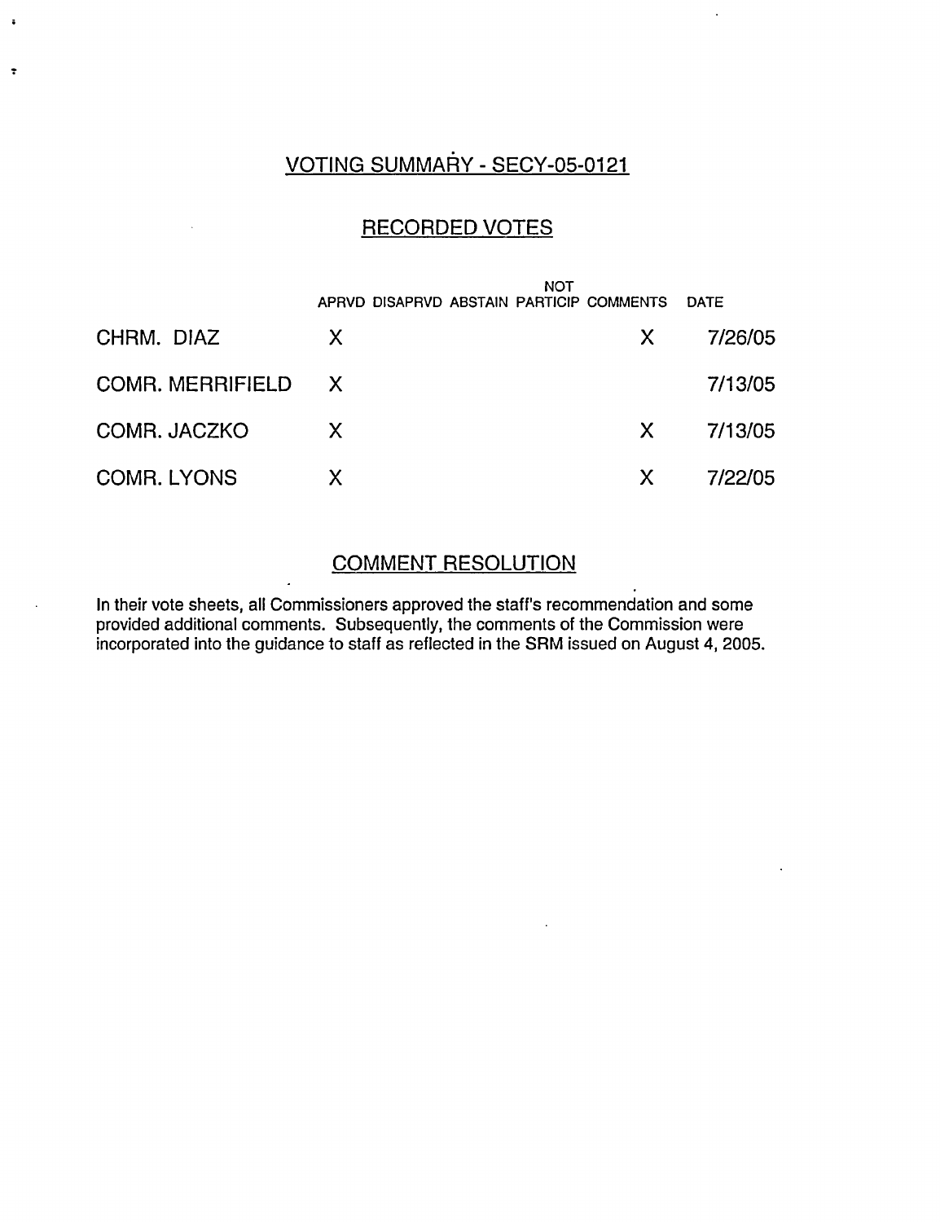# VOTING SUMMARY - SECY-05-0121

## RECORDED VOTES

| | APRVD | DISAPRVD | ABSTAIN | NOT PARTICIP | COMMENTS | DATE |
|---|---|---|---|---|---|---|
| CHRM. DIAZ | X | | | | X | 7/26/05 |
| COMR. MERRIFIELD | X | | | | | 7/13/05 |
| COMR. JACZKO | X | | | | X | 7/13/05 |
| COMR. LYONS | X | | | | X | 7/22/05 |

## COMMENT RESOLUTION

In their vote sheets, all Commissioners approved the staff's recommendation and some provided additional comments. Subsequently, the comments of the Commission were incorporated into the guidance to staff as reflected in the SRM issued on August 4, 2005.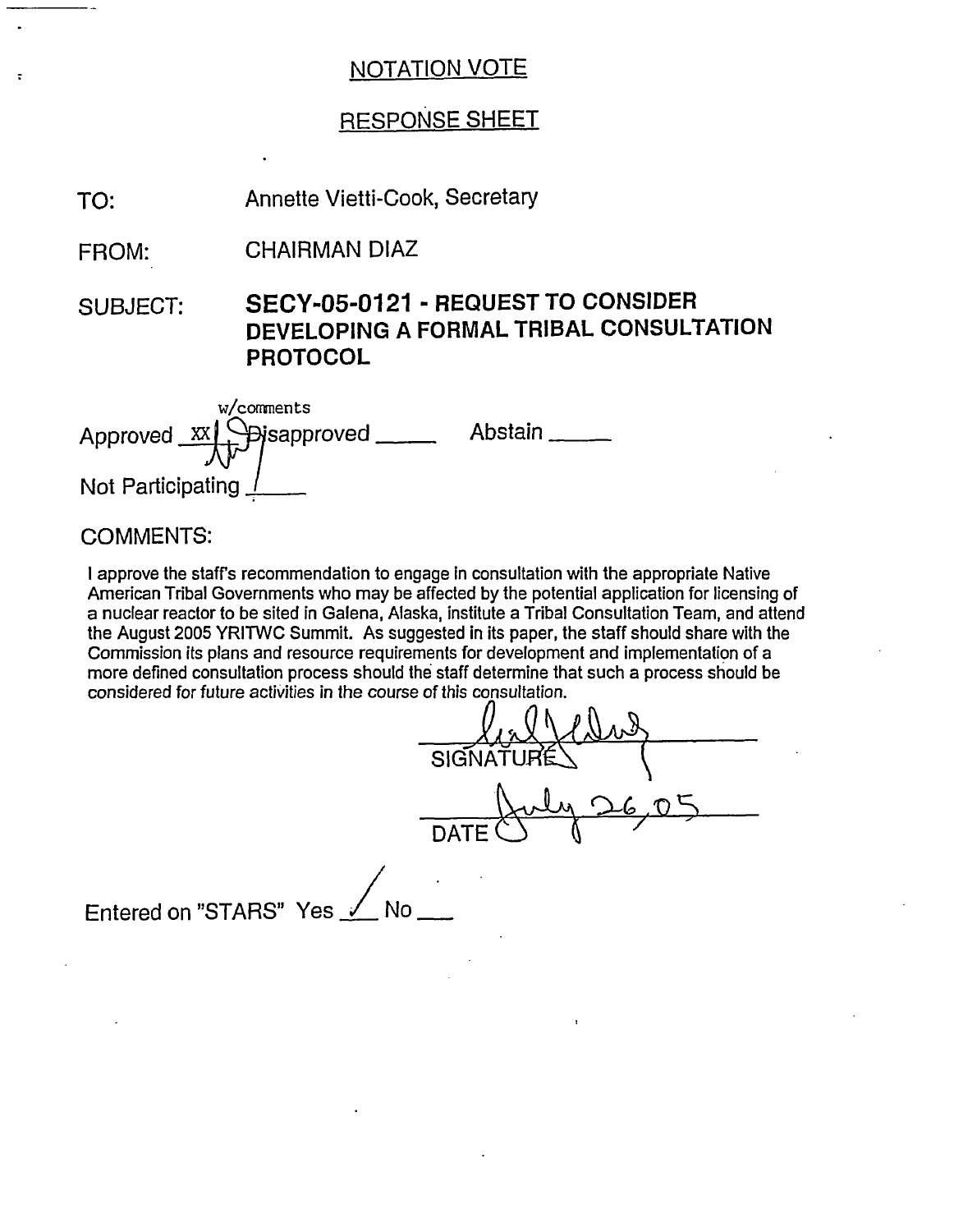## NOTATION VOTE

## RESPONSE SHEET

TO: Annette Vietti-Cook, Secretary

FROM: CHAIRMAN DIAZ

SUBJECT: **SECY-05-0121 - REQUEST TO CONSIDER DEVELOPING A FORMAL TRIBAL CONSULTATION PROTOCOL**

Approved XX w/comments Disapproved _____ Abstain _____

Not Participating _____

COMMENTS:

I approve the staff's recommendation to engage in consultation with the appropriate Native American Tribal Governments who may be affected by the potential application for licensing of a nuclear reactor to be sited in Galena, Alaska, institute a Tribal Consultation Team, and attend the August 2005 YRITWC Summit. As suggested in its paper, the staff should share with the Commission its plans and resource requirements for development and implementation of a more defined consultation process should the staff determine that such a process should be considered for future activities in the course of this consultation.

SIGNATURE

July 26, 05

DATE

Entered on "STARS" Yes ✓ No ___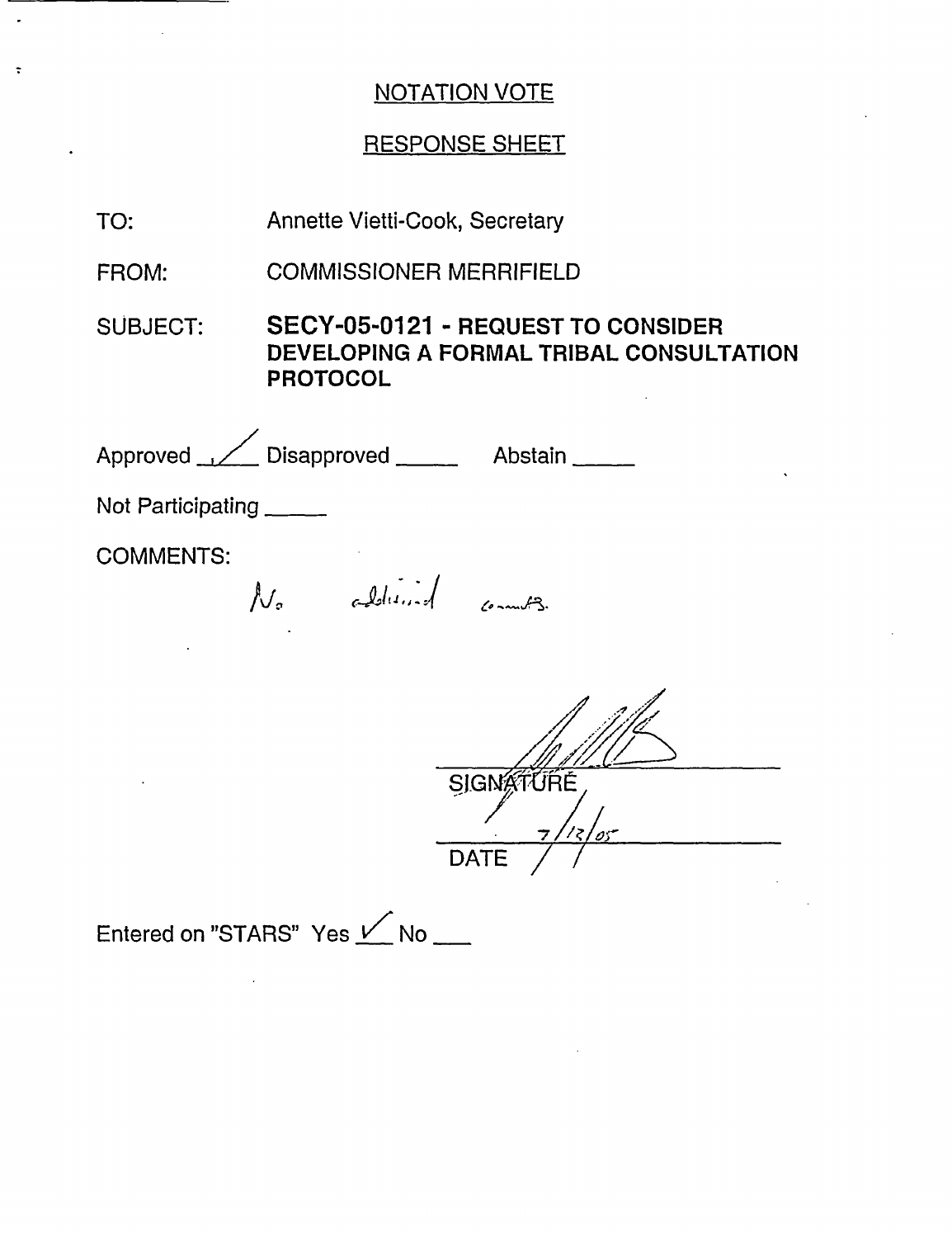## NOTATION VOTE

## RESPONSE SHEET

TO: Annette Vietti-Cook, Secretary

FROM: COMMISSIONER MERRIFIELD

SUBJECT: **SECY-05-0121 - REQUEST TO CONSIDER DEVELOPING A FORMAL TRIBAL CONSULTATION PROTOCOL**

Approved ✓ Disapproved _____ Abstain _____

Not Participating _____

COMMENTS:

No additional comments.

SIGNATURE

7/13/05

DATE

Entered on "STARS" Yes ✓ No ___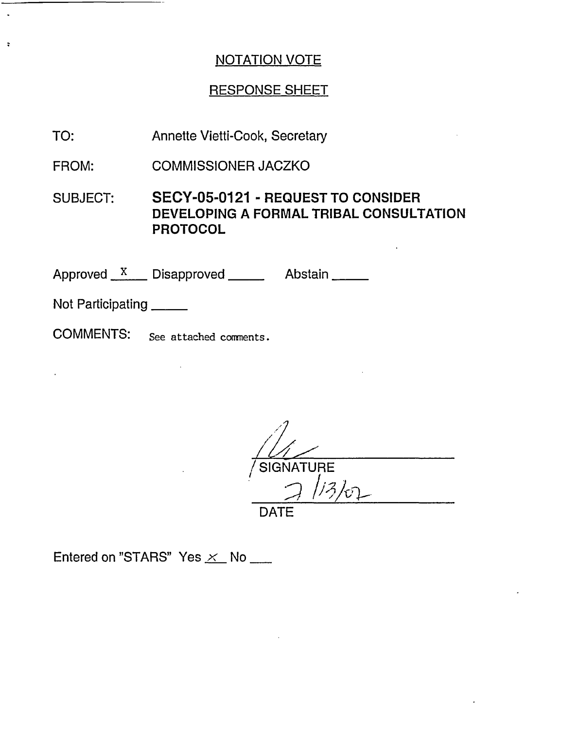## NOTATION VOTE

## RESPONSE SHEET

TO: Annette Vietti-Cook, Secretary

FROM: COMMISSIONER JACZKO

SUBJECT: **SECY-05-0121 - REQUEST TO CONSIDER DEVELOPING A FORMAL TRIBAL CONSULTATION PROTOCOL**

Approved X Disapproved ____ Abstain ____

Not Participating ____

COMMENTS: See attached comments.

SIGNATURE

2/13/07

DATE

Entered on "STARS" Yes X No ____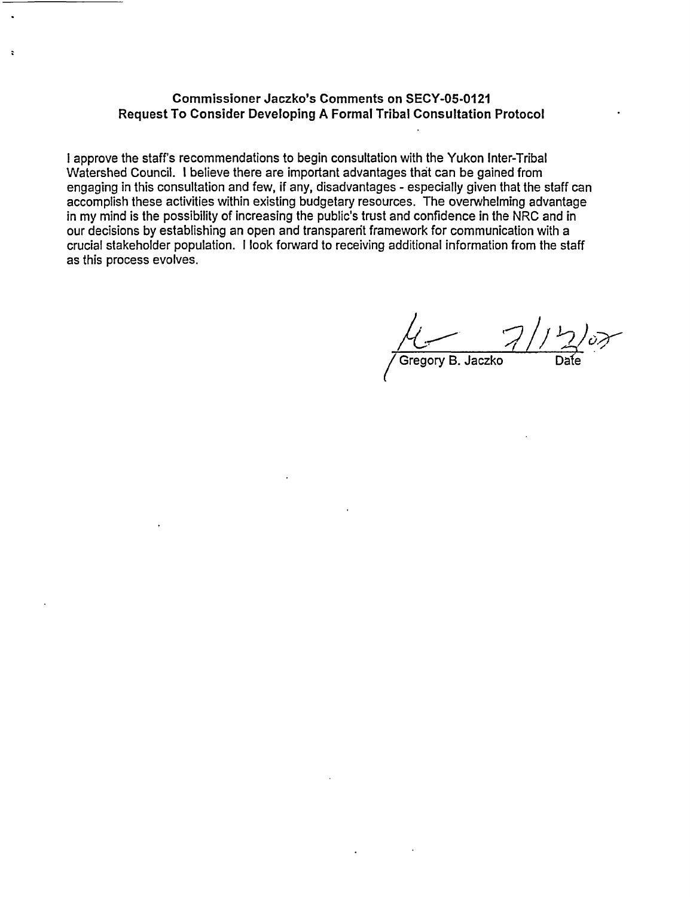**Commissioner Jaczko's Comments on SECY-05-0121**
**Request To Consider Developing A Formal Tribal Consultation Protocol**

I approve the staff's recommendations to begin consultation with the Yukon Inter-Tribal Watershed Council. I believe there are important advantages that can be gained from engaging in this consultation and few, if any, disadvantages - especially given that the staff can accomplish these activities within existing budgetary resources. The overwhelming advantage in my mind is the possibility of increasing the public's trust and confidence in the NRC and in our decisions by establishing an open and transparent framework for communication with a crucial stakeholder population. I look forward to receiving additional information from the staff as this process evolves.

Gregory B. Jaczko    7/12/05
Date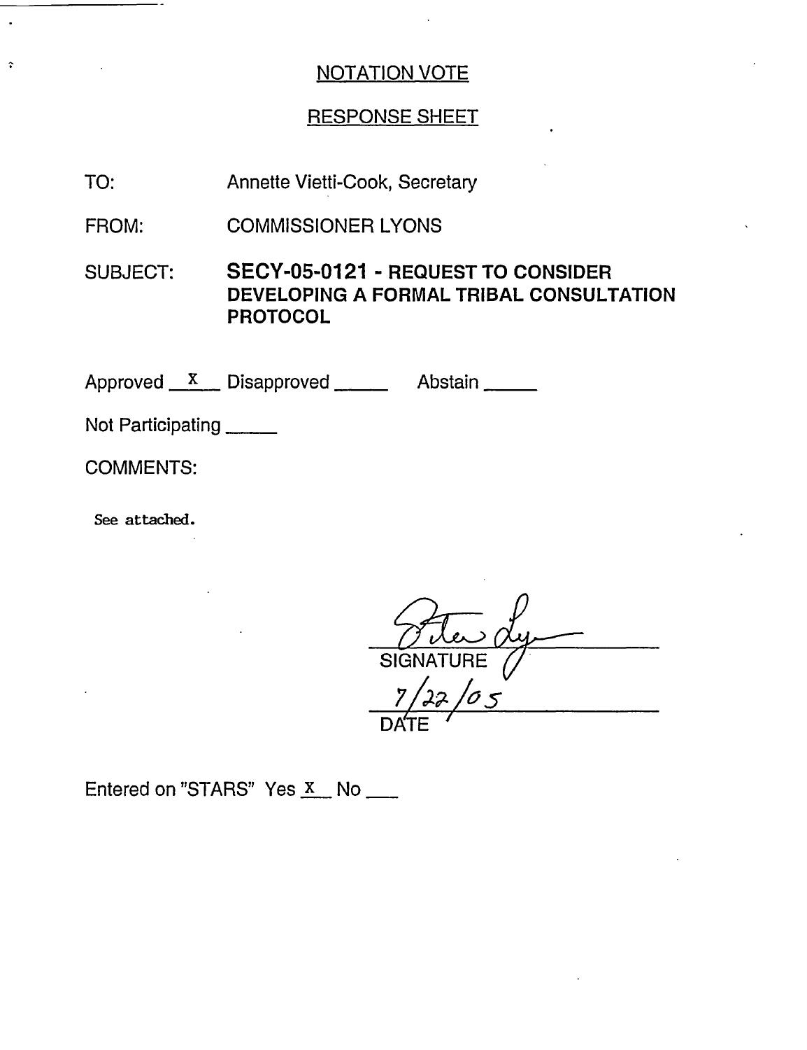## NOTATION VOTE

## RESPONSE SHEET

TO: Annette Vietti-Cook, Secretary

FROM: COMMISSIONER LYONS

SUBJECT: **SECY-05-0121 - REQUEST TO CONSIDER DEVELOPING A FORMAL TRIBAL CONSULTATION PROTOCOL**

Approved __X__ Disapproved _____ Abstain _____

Not Participating _____

COMMENTS:

See attached.

SIGNATURE

7/22/05

DATE

Entered on "STARS" Yes _X_ No ___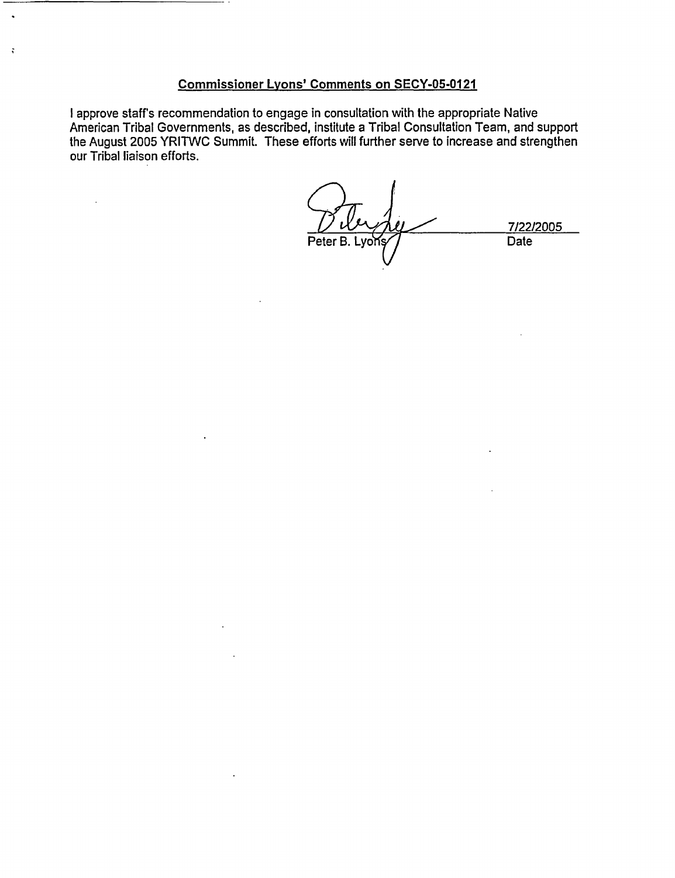**Commissioner Lyons' Comments on SECY-05-0121**

I approve staff's recommendation to engage in consultation with the appropriate Native American Tribal Governments, as described, institute a Tribal Consultation Team, and support the August 2005 YRITWC Summit. These efforts will further serve to increase and strengthen our Tribal liaison efforts.

Peter B. Lyons

7/22/2005
Date